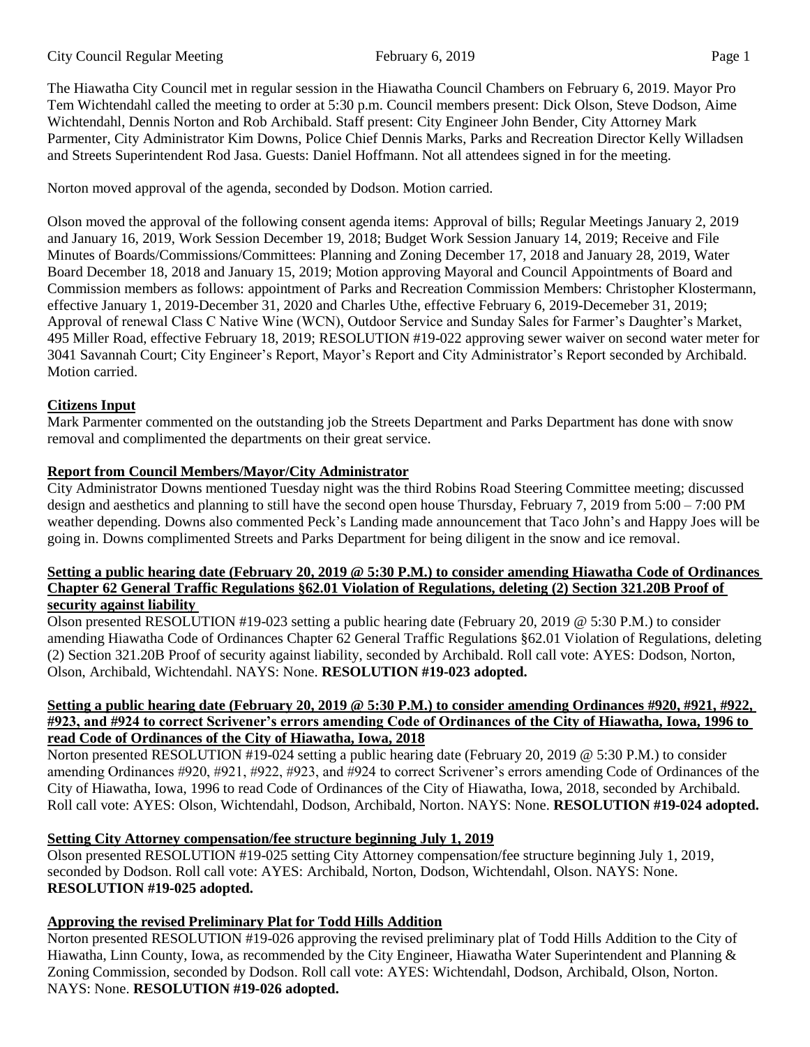The Hiawatha City Council met in regular session in the Hiawatha Council Chambers on February 6, 2019. Mayor Pro Tem Wichtendahl called the meeting to order at 5:30 p.m. Council members present: Dick Olson, Steve Dodson, Aime Wichtendahl, Dennis Norton and Rob Archibald. Staff present: City Engineer John Bender, City Attorney Mark Parmenter, City Administrator Kim Downs, Police Chief Dennis Marks, Parks and Recreation Director Kelly Willadsen and Streets Superintendent Rod Jasa. Guests: Daniel Hoffmann. Not all attendees signed in for the meeting.

Norton moved approval of the agenda, seconded by Dodson. Motion carried.

Olson moved the approval of the following consent agenda items: Approval of bills; Regular Meetings January 2, 2019 and January 16, 2019, Work Session December 19, 2018; Budget Work Session January 14, 2019; Receive and File Minutes of Boards/Commissions/Committees: Planning and Zoning December 17, 2018 and January 28, 2019, Water Board December 18, 2018 and January 15, 2019; Motion approving Mayoral and Council Appointments of Board and Commission members as follows: appointment of Parks and Recreation Commission Members: Christopher Klostermann, effective January 1, 2019-December 31, 2020 and Charles Uthe, effective February 6, 2019-Decemeber 31, 2019; Approval of renewal Class C Native Wine (WCN), Outdoor Service and Sunday Sales for Farmer's Daughter's Market, 495 Miller Road, effective February 18, 2019; RESOLUTION #19-022 approving sewer waiver on second water meter for 3041 Savannah Court; City Engineer's Report, Mayor's Report and City Administrator's Report seconded by Archibald. Motion carried.

**Citizens Input**

Mark Parmenter commented on the outstanding job the Streets Department and Parks Department has done with snow removal and complimented the departments on their great service.

**Report from Council Members/Mayor/City Administrator**

City Administrator Downs mentioned Tuesday night was the third Robins Road Steering Committee meeting; discussed design and aesthetics and planning to still have the second open house Thursday, February 7, 2019 from 5:00 – 7:00 PM weather depending. Downs also commented Peck's Landing made announcement that Taco John's and Happy Joes will be going in. Downs complimented Streets and Parks Department for being diligent in the snow and ice removal.

**Setting a public hearing date (February 20, 2019 @ 5:30 P.M.) to consider amending Hiawatha Code of Ordinances Chapter 62 General Traffic Regulations §62.01 Violation of Regulations, deleting (2) Section 321.20B Proof of security against liability**

Olson presented RESOLUTION #19-023 setting a public hearing date (February 20, 2019 @ 5:30 P.M.) to consider amending Hiawatha Code of Ordinances Chapter 62 General Traffic Regulations §62.01 Violation of Regulations, deleting (2) Section 321.20B Proof of security against liability, seconded by Archibald. Roll call vote: AYES: Dodson, Norton, Olson, Archibald, Wichtendahl. NAYS: None. **RESOLUTION #19-023 adopted.**

**Setting a public hearing date (February 20, 2019 @ 5:30 P.M.) to consider amending Ordinances #920, #921, #922, #923, and #924 to correct Scrivener's errors amending Code of Ordinances of the City of Hiawatha, Iowa, 1996 to read Code of Ordinances of the City of Hiawatha, Iowa, 2018**

Norton presented RESOLUTION #19-024 setting a public hearing date (February 20, 2019 @ 5:30 P.M.) to consider amending Ordinances #920, #921, #922, #923, and #924 to correct Scrivener's errors amending Code of Ordinances of the City of Hiawatha, Iowa, 1996 to read Code of Ordinances of the City of Hiawatha, Iowa, 2018, seconded by Archibald. Roll call vote: AYES: Olson, Wichtendahl, Dodson, Archibald, Norton. NAYS: None. **RESOLUTION #19-024 adopted.**

**Setting City Attorney compensation/fee structure beginning July 1, 2019**

Olson presented RESOLUTION #19-025 setting City Attorney compensation/fee structure beginning July 1, 2019, seconded by Dodson. Roll call vote: AYES: Archibald, Norton, Dodson, Wichtendahl, Olson. NAYS: None. **RESOLUTION #19-025 adopted.**

**Approving the revised Preliminary Plat for Todd Hills Addition**

Norton presented RESOLUTION #19-026 approving the revised preliminary plat of Todd Hills Addition to the City of Hiawatha, Linn County, Iowa, as recommended by the City Engineer, Hiawatha Water Superintendent and Planning & Zoning Commission, seconded by Dodson. Roll call vote: AYES: Wichtendahl, Dodson, Archibald, Olson, Norton. NAYS: None. **RESOLUTION #19-026 adopted.**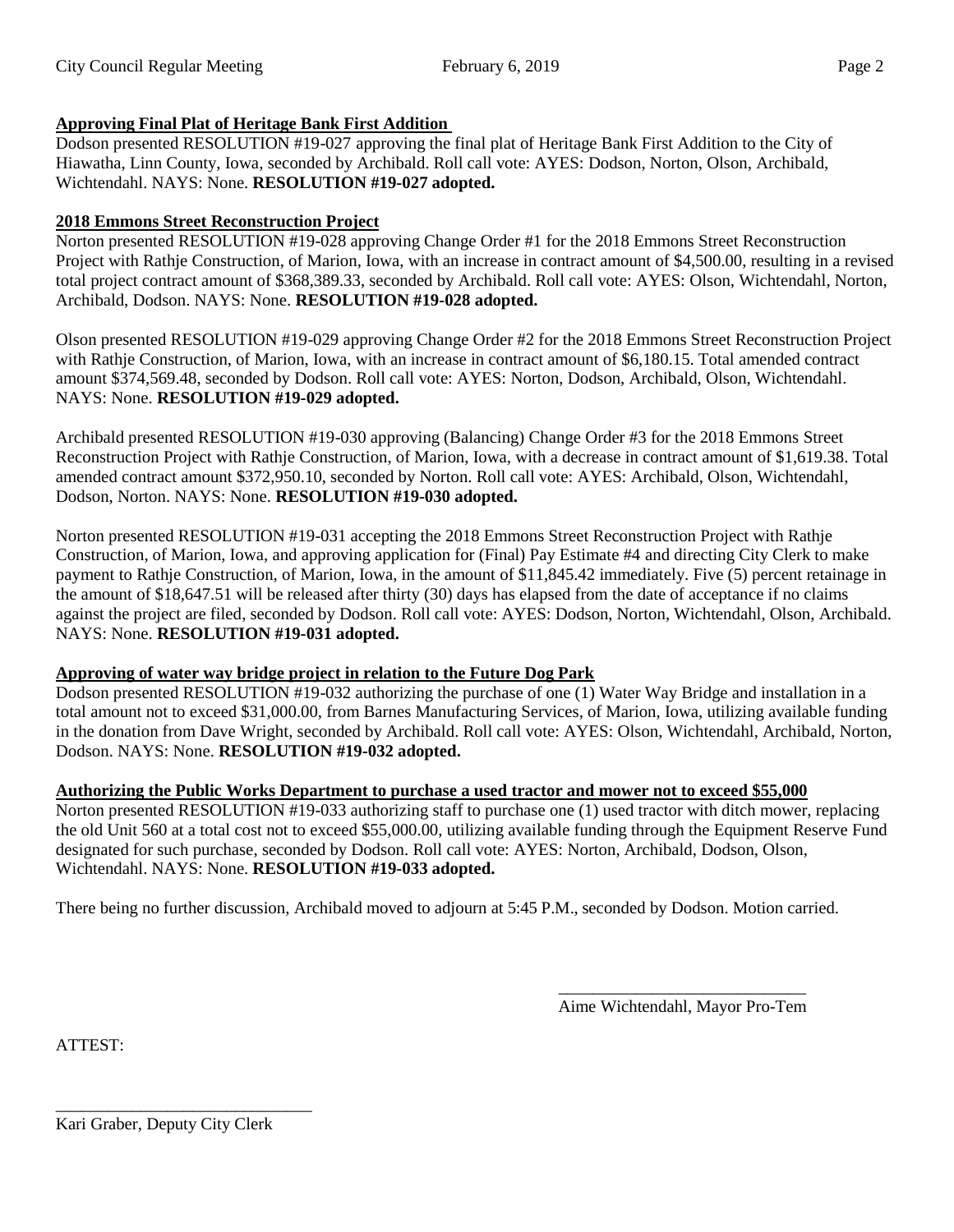**Approving Final Plat of Heritage Bank First Addition**

Dodson presented RESOLUTION #19-027 approving the final plat of Heritage Bank First Addition to the City of Hiawatha, Linn County, Iowa, seconded by Archibald. Roll call vote: AYES: Dodson, Norton, Olson, Archibald, Wichtendahl. NAYS: None. **RESOLUTION #19-027 adopted.**

**2018 Emmons Street Reconstruction Project**

Norton presented RESOLUTION #19-028 approving Change Order #1 for the 2018 Emmons Street Reconstruction Project with Rathje Construction, of Marion, Iowa, with an increase in contract amount of $4,500.00, resulting in a revised total project contract amount of $368,389.33, seconded by Archibald. Roll call vote: AYES: Olson, Wichtendahl, Norton, Archibald, Dodson. NAYS: None. **RESOLUTION #19-028 adopted.**

Olson presented RESOLUTION #19-029 approving Change Order #2 for the 2018 Emmons Street Reconstruction Project with Rathje Construction, of Marion, Iowa, with an increase in contract amount of $6,180.15. Total amended contract amount $374,569.48, seconded by Dodson. Roll call vote: AYES: Norton, Dodson, Archibald, Olson, Wichtendahl. NAYS: None. **RESOLUTION #19-029 adopted.**

Archibald presented RESOLUTION #19-030 approving (Balancing) Change Order #3 for the 2018 Emmons Street Reconstruction Project with Rathje Construction, of Marion, Iowa, with a decrease in contract amount of $1,619.38. Total amended contract amount $372,950.10, seconded by Norton. Roll call vote: AYES: Archibald, Olson, Wichtendahl, Dodson, Norton. NAYS: None. **RESOLUTION #19-030 adopted.**

Norton presented RESOLUTION #19-031 accepting the 2018 Emmons Street Reconstruction Project with Rathje Construction, of Marion, Iowa, and approving application for (Final) Pay Estimate #4 and directing City Clerk to make payment to Rathje Construction, of Marion, Iowa, in the amount of $11,845.42 immediately. Five (5) percent retainage in the amount of $18,647.51 will be released after thirty (30) days has elapsed from the date of acceptance if no claims against the project are filed, seconded by Dodson. Roll call vote: AYES: Dodson, Norton, Wichtendahl, Olson, Archibald. NAYS: None. **RESOLUTION #19-031 adopted.**

**Approving of water way bridge project in relation to the Future Dog Park**

Dodson presented RESOLUTION #19-032 authorizing the purchase of one (1) Water Way Bridge and installation in a total amount not to exceed $31,000.00, from Barnes Manufacturing Services, of Marion, Iowa, utilizing available funding in the donation from Dave Wright, seconded by Archibald. Roll call vote: AYES: Olson, Wichtendahl, Archibald, Norton, Dodson. NAYS: None. **RESOLUTION #19-032 adopted.**

**Authorizing the Public Works Department to purchase a used tractor and mower not to exceed $55,000**

Norton presented RESOLUTION #19-033 authorizing staff to purchase one (1) used tractor with ditch mower, replacing the old Unit 560 at a total cost not to exceed $55,000.00, utilizing available funding through the Equipment Reserve Fund designated for such purchase, seconded by Dodson. Roll call vote: AYES: Norton, Archibald, Dodson, Olson, Wichtendahl. NAYS: None. **RESOLUTION #19-033 adopted.**

There being no further discussion, Archibald moved to adjourn at 5:45 P.M., seconded by Dodson. Motion carried.

\_\_\_\_\_\_\_\_\_\_\_\_\_\_\_\_\_\_\_\_\_\_\_\_\_\_\_\_\_\_
Aime Wichtendahl, Mayor Pro-Tem

ATTEST:

\_\_\_\_\_\_\_\_\_\_\_\_\_\_\_\_\_\_\_\_\_\_\_\_\_\_\_\_\_\_
Kari Graber, Deputy City Clerk